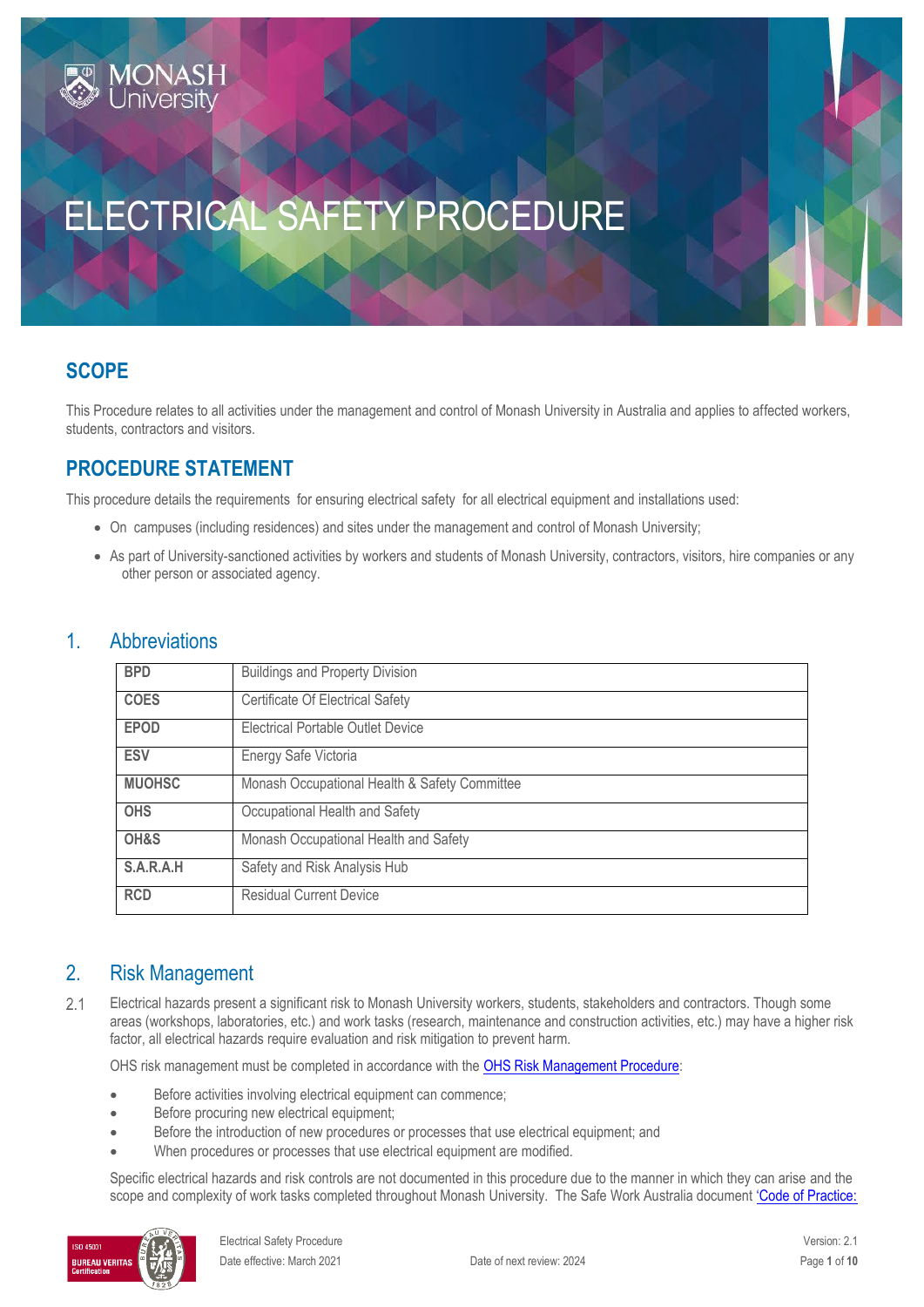#

# ELECTRICAL SAFETY PROCEDURE

## SCOPE

This Procedure relates to all activities under the management and control of Monash University in Australia and applies to affected workers, students, contractors and visitors.

## PROCEDURE STATEMENT

This procedure details the requirements for ensuring electrical safety for all electrical equipment and installations used:

- On campuses (including residences) and sites under the management and control of Monash University;
- As part of University-sanctioned activities by workers and students of Monash University, contractors, visitors, hire companies or any other person or associated agency.

## 1. Abbreviations

| | |
|---|---|
| **BPD** | Buildings and Property Division |
| **COES** | Certificate Of Electrical Safety |
| **EPOD** | Electrical Portable Outlet Device |
| **ESV** | Energy Safe Victoria |
| **MUOHSC** | Monash Occupational Health & Safety Committee |
| **OHS** | Occupational Health and Safety |
| **OH&S** | Monash Occupational Health and Safety |
| **S.A.R.A.H** | Safety and Risk Analysis Hub |
| **RCD** | Residual Current Device |

## 2. Risk Management

2.1 Electrical hazards present a significant risk to Monash University workers, students, stakeholders and contractors. Though some areas (workshops, laboratories, etc.) and work tasks (research, maintenance and construction activities, etc.) may have a higher risk factor, all electrical hazards require evaluation and risk mitigation to prevent harm.

OHS risk management must be completed in accordance with the OHS Risk Management Procedure:

- Before activities involving electrical equipment can commence;
- Before procuring new electrical equipment;
- Before the introduction of new procedures or processes that use electrical equipment; and
- When procedures or processes that use electrical equipment are modified.

Specific electrical hazards and risk controls are not documented in this procedure due to the manner in which they can arise and the scope and complexity of work tasks completed throughout Monash University. The Safe Work Australia document 'Code of Practice: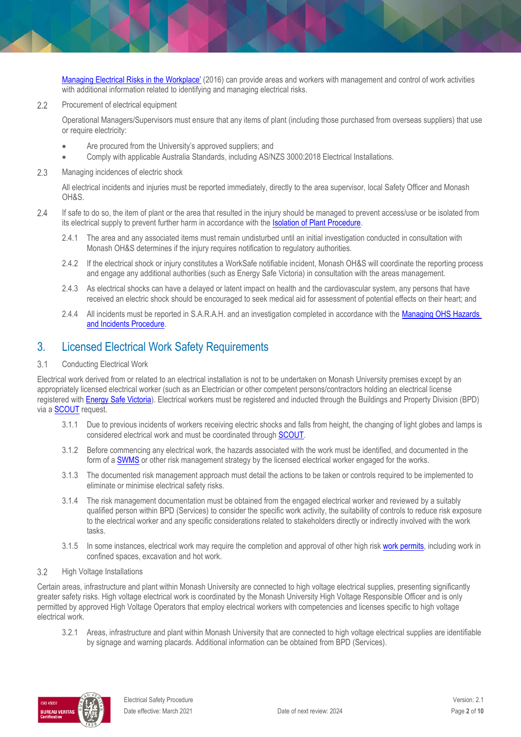Managing Electrical Risks in the Workplace' (2016) can provide areas and workers with management and control of work activities with additional information related to identifying and managing electrical risks.

2.2 Procurement of electrical equipment

Operational Managers/Supervisors must ensure that any items of plant (including those purchased from overseas suppliers) that use or require electricity:

- Are procured from the University's approved suppliers; and
- Comply with applicable Australia Standards, including AS/NZS 3000:2018 Electrical Installations.

2.3 Managing incidences of electric shock

All electrical incidents and injuries must be reported immediately, directly to the area supervisor, local Safety Officer and Monash OH&S.

2.4 If safe to do so, the item of plant or the area that resulted in the injury should be managed to prevent access/use or be isolated from its electrical supply to prevent further harm in accordance with the Isolation of Plant Procedure.

2.4.1 The area and any associated items must remain undisturbed until an initial investigation conducted in consultation with Monash OH&S determines if the injury requires notification to regulatory authorities.

2.4.2 If the electrical shock or injury constitutes a WorkSafe notifiable incident, Monash OH&S will coordinate the reporting process and engage any additional authorities (such as Energy Safe Victoria) in consultation with the areas management.

2.4.3 As electrical shocks can have a delayed or latent impact on health and the cardiovascular system, any persons that have received an electric shock should be encouraged to seek medical aid for assessment of potential effects on their heart; and

2.4.4 All incidents must be reported in S.A.R.A.H. and an investigation completed in accordance with the Managing OHS Hazards and Incidents Procedure.

## 3. Licensed Electrical Work Safety Requirements

3.1 Conducting Electrical Work

Electrical work derived from or related to an electrical installation is not to be undertaken on Monash University premises except by an appropriately licensed electrical worker (such as an Electrician or other competent persons/contractors holding an electrical license registered with Energy Safe Victoria). Electrical workers must be registered and inducted through the Buildings and Property Division (BPD) via a SCOUT request.

3.1.1 Due to previous incidents of workers receiving electric shocks and falls from height, the changing of light globes and lamps is considered electrical work and must be coordinated through SCOUT.

3.1.2 Before commencing any electrical work, the hazards associated with the work must be identified, and documented in the form of a SWMS or other risk management strategy by the licensed electrical worker engaged for the works.

3.1.3 The documented risk management approach must detail the actions to be taken or controls required to be implemented to eliminate or minimise electrical safety risks.

3.1.4 The risk management documentation must be obtained from the engaged electrical worker and reviewed by a suitably qualified person within BPD (Services) to consider the specific work activity, the suitability of controls to reduce risk exposure to the electrical worker and any specific considerations related to stakeholders directly or indirectly involved with the work tasks.

3.1.5 In some instances, electrical work may require the completion and approval of other high risk work permits, including work in confined spaces, excavation and hot work.

3.2 High Voltage Installations

Certain areas, infrastructure and plant within Monash University are connected to high voltage electrical supplies, presenting significantly greater safety risks. High voltage electrical work is coordinated by the Monash University High Voltage Responsible Officer and is only permitted by approved High Voltage Operators that employ electrical workers with competencies and licenses specific to high voltage electrical work.

3.2.1 Areas, infrastructure and plant within Monash University that are connected to high voltage electrical supplies are identifiable by signage and warning placards. Additional information can be obtained from BPD (Services).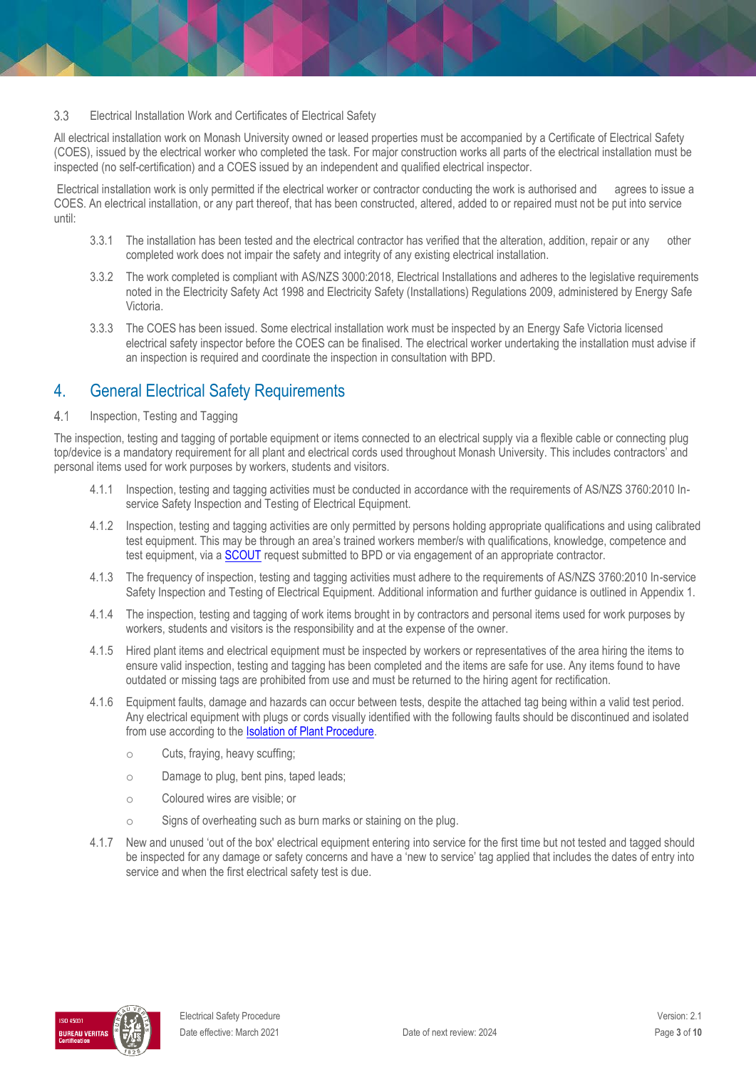### 3.3 Electrical Installation Work and Certificates of Electrical Safety

All electrical installation work on Monash University owned or leased properties must be accompanied by a Certificate of Electrical Safety (COES), issued by the electrical worker who completed the task. For major construction works all parts of the electrical installation must be inspected (no self-certification) and a COES issued by an independent and qualified electrical inspector.

Electrical installation work is only permitted if the electrical worker or contractor conducting the work is authorised and agrees to issue a COES. An electrical installation, or any part thereof, that has been constructed, altered, added to or repaired must not be put into service until:

3.3.1 The installation has been tested and the electrical contractor has verified that the alteration, addition, repair or any other completed work does not impair the safety and integrity of any existing electrical installation.

3.3.2 The work completed is compliant with AS/NZS 3000:2018, Electrical Installations and adheres to the legislative requirements noted in the Electricity Safety Act 1998 and Electricity Safety (Installations) Regulations 2009, administered by Energy Safe Victoria.

3.3.3 The COES has been issued. Some electrical installation work must be inspected by an Energy Safe Victoria licensed electrical safety inspector before the COES can be finalised. The electrical worker undertaking the installation must advise if an inspection is required and coordinate the inspection in consultation with BPD.

## 4. General Electrical Safety Requirements

### 4.1 Inspection, Testing and Tagging

The inspection, testing and tagging of portable equipment or items connected to an electrical supply via a flexible cable or connecting plug top/device is a mandatory requirement for all plant and electrical cords used throughout Monash University. This includes contractors' and personal items used for work purposes by workers, students and visitors.

4.1.1 Inspection, testing and tagging activities must be conducted in accordance with the requirements of AS/NZS 3760:2010 In-service Safety Inspection and Testing of Electrical Equipment.

4.1.2 Inspection, testing and tagging activities are only permitted by persons holding appropriate qualifications and using calibrated test equipment. This may be through an area's trained workers member/s with qualifications, knowledge, competence and test equipment, via a SCOUT request submitted to BPD or via engagement of an appropriate contractor.

4.1.3 The frequency of inspection, testing and tagging activities must adhere to the requirements of AS/NZS 3760:2010 In-service Safety Inspection and Testing of Electrical Equipment. Additional information and further guidance is outlined in Appendix 1.

4.1.4 The inspection, testing and tagging of work items brought in by contractors and personal items used for work purposes by workers, students and visitors is the responsibility and at the expense of the owner.

4.1.5 Hired plant items and electrical equipment must be inspected by workers or representatives of the area hiring the items to ensure valid inspection, testing and tagging has been completed and the items are safe for use. Any items found to have outdated or missing tags are prohibited from use and must be returned to the hiring agent for rectification.

4.1.6 Equipment faults, damage and hazards can occur between tests, despite the attached tag being within a valid test period. Any electrical equipment with plugs or cords visually identified with the following faults should be discontinued and isolated from use according to the Isolation of Plant Procedure.

- Cuts, fraying, heavy scuffing;
- Damage to plug, bent pins, taped leads;
- Coloured wires are visible; or
- Signs of overheating such as burn marks or staining on the plug.

4.1.7 New and unused 'out of the box' electrical equipment entering into service for the first time but not tested and tagged should be inspected for any damage or safety concerns and have a 'new to service' tag applied that includes the dates of entry into service and when the first electrical safety test is due.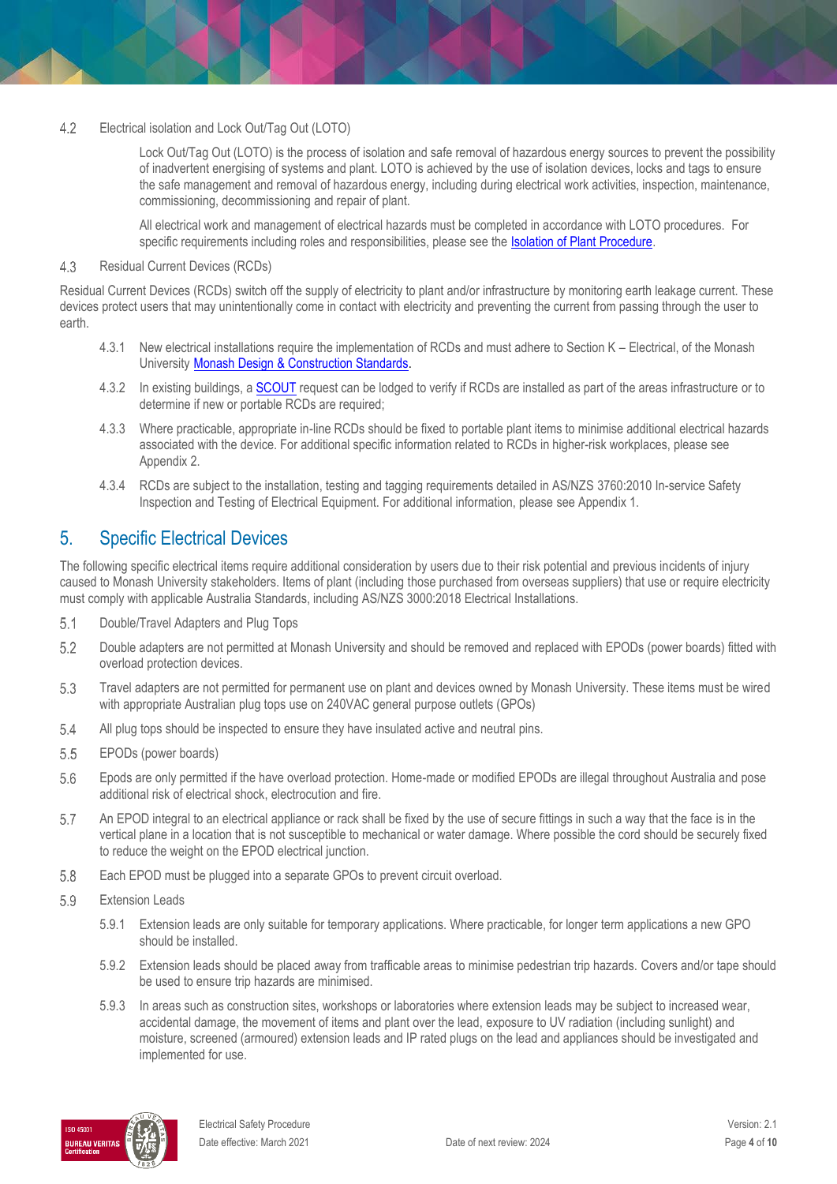4.2 Electrical isolation and Lock Out/Tag Out (LOTO)

Lock Out/Tag Out (LOTO) is the process of isolation and safe removal of hazardous energy sources to prevent the possibility of inadvertent energising of systems and plant. LOTO is achieved by the use of isolation devices, locks and tags to ensure the safe management and removal of hazardous energy, including during electrical work activities, inspection, maintenance, commissioning, decommissioning and repair of plant.

All electrical work and management of electrical hazards must be completed in accordance with LOTO procedures. For specific requirements including roles and responsibilities, please see the Isolation of Plant Procedure.

4.3 Residual Current Devices (RCDs)

Residual Current Devices (RCDs) switch off the supply of electricity to plant and/or infrastructure by monitoring earth leakage current. These devices protect users that may unintentionally come in contact with electricity and preventing the current from passing through the user to earth.

4.3.1 New electrical installations require the implementation of RCDs and must adhere to Section K – Electrical, of the Monash University Monash Design & Construction Standards.

4.3.2 In existing buildings, a SCOUT request can be lodged to verify if RCDs are installed as part of the areas infrastructure or to determine if new or portable RCDs are required;

4.3.3 Where practicable, appropriate in-line RCDs should be fixed to portable plant items to minimise additional electrical hazards associated with the device. For additional specific information related to RCDs in higher-risk workplaces, please see Appendix 2.

4.3.4 RCDs are subject to the installation, testing and tagging requirements detailed in AS/NZS 3760:2010 In-service Safety Inspection and Testing of Electrical Equipment. For additional information, please see Appendix 1.

## 5. Specific Electrical Devices

The following specific electrical items require additional consideration by users due to their risk potential and previous incidents of injury caused to Monash University stakeholders. Items of plant (including those purchased from overseas suppliers) that use or require electricity must comply with applicable Australia Standards, including AS/NZS 3000:2018 Electrical Installations.

5.1 Double/Travel Adapters and Plug Tops

5.2 Double adapters are not permitted at Monash University and should be removed and replaced with EPODs (power boards) fitted with overload protection devices.

5.3 Travel adapters are not permitted for permanent use on plant and devices owned by Monash University. These items must be wired with appropriate Australian plug tops use on 240VAC general purpose outlets (GPOs)

5.4 All plug tops should be inspected to ensure they have insulated active and neutral pins.

5.5 EPODs (power boards)

5.6 Epods are only permitted if the have overload protection. Home-made or modified EPODs are illegal throughout Australia and pose additional risk of electrical shock, electrocution and fire.

5.7 An EPOD integral to an electrical appliance or rack shall be fixed by the use of secure fittings in such a way that the face is in the vertical plane in a location that is not susceptible to mechanical or water damage. Where possible the cord should be securely fixed to reduce the weight on the EPOD electrical junction.

5.8 Each EPOD must be plugged into a separate GPOs to prevent circuit overload.

5.9 Extension Leads

5.9.1 Extension leads are only suitable for temporary applications. Where practicable, for longer term applications a new GPO should be installed.

5.9.2 Extension leads should be placed away from trafficable areas to minimise pedestrian trip hazards. Covers and/or tape should be used to ensure trip hazards are minimised.

5.9.3 In areas such as construction sites, workshops or laboratories where extension leads may be subject to increased wear, accidental damage, the movement of items and plant over the lead, exposure to UV radiation (including sunlight) and moisture, screened (armoured) extension leads and IP rated plugs on the lead and appliances should be investigated and implemented for use.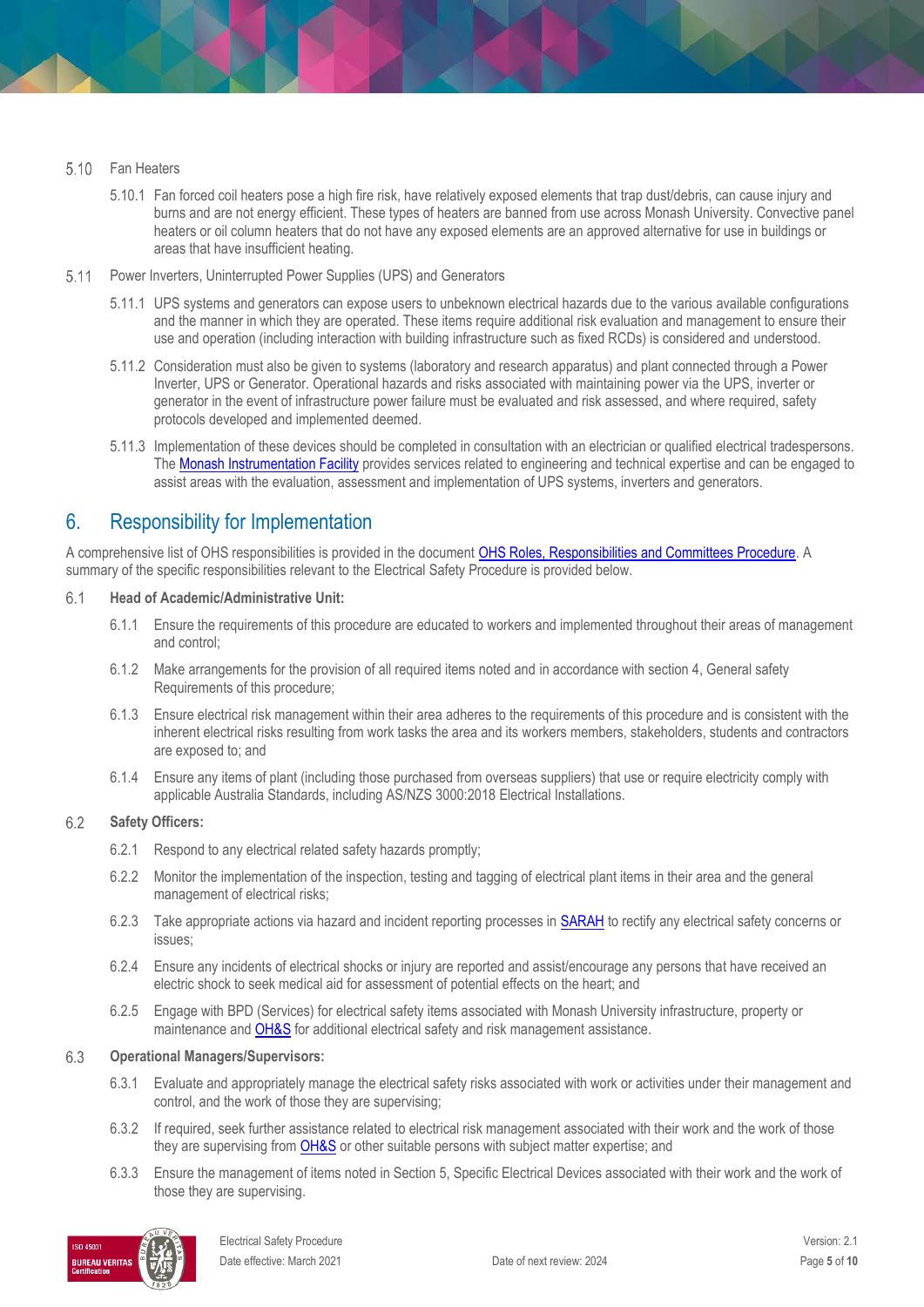### 5.10 Fan Heaters

5.10.1 Fan forced coil heaters pose a high fire risk, have relatively exposed elements that trap dust/debris, can cause injury and burns and are not energy efficient. These types of heaters are banned from use across Monash University. Convective panel heaters or oil column heaters that do not have any exposed elements are an approved alternative for use in buildings or areas that have insufficient heating.

### 5.11 Power Inverters, Uninterrupted Power Supplies (UPS) and Generators

5.11.1 UPS systems and generators can expose users to unbeknown electrical hazards due to the various available configurations and the manner in which they are operated. These items require additional risk evaluation and management to ensure their use and operation (including interaction with building infrastructure such as fixed RCDs) is considered and understood.

5.11.2 Consideration must also be given to systems (laboratory and research apparatus) and plant connected through a Power Inverter, UPS or Generator. Operational hazards and risks associated with maintaining power via the UPS, inverter or generator in the event of infrastructure power failure must be evaluated and risk assessed, and where required, safety protocols developed and implemented deemed.

5.11.3 Implementation of these devices should be completed in consultation with an electrician or qualified electrical tradespersons. The Monash Instrumentation Facility provides services related to engineering and technical expertise and can be engaged to assist areas with the evaluation, assessment and implementation of UPS systems, inverters and generators.

## 6. Responsibility for Implementation

A comprehensive list of OHS responsibilities is provided in the document OHS Roles, Responsibilities and Committees Procedure. A summary of the specific responsibilities relevant to the Electrical Safety Procedure is provided below.

### 6.1 Head of Academic/Administrative Unit:

6.1.1 Ensure the requirements of this procedure are educated to workers and implemented throughout their areas of management and control;

6.1.2 Make arrangements for the provision of all required items noted and in accordance with section 4, General safety Requirements of this procedure;

6.1.3 Ensure electrical risk management within their area adheres to the requirements of this procedure and is consistent with the inherent electrical risks resulting from work tasks the area and its workers members, stakeholders, students and contractors are exposed to; and

6.1.4 Ensure any items of plant (including those purchased from overseas suppliers) that use or require electricity comply with applicable Australia Standards, including AS/NZS 3000:2018 Electrical Installations.

### 6.2 Safety Officers:

6.2.1 Respond to any electrical related safety hazards promptly;

6.2.2 Monitor the implementation of the inspection, testing and tagging of electrical plant items in their area and the general management of electrical risks;

6.2.3 Take appropriate actions via hazard and incident reporting processes in SARAH to rectify any electrical safety concerns or issues;

6.2.4 Ensure any incidents of electrical shocks or injury are reported and assist/encourage any persons that have received an electric shock to seek medical aid for assessment of potential effects on the heart; and

6.2.5 Engage with BPD (Services) for electrical safety items associated with Monash University infrastructure, property or maintenance and OH&S for additional electrical safety and risk management assistance.

### 6.3 Operational Managers/Supervisors:

6.3.1 Evaluate and appropriately manage the electrical safety risks associated with work or activities under their management and control, and the work of those they are supervising;

6.3.2 If required, seek further assistance related to electrical risk management associated with their work and the work of those they are supervising from OH&S or other suitable persons with subject matter expertise; and

6.3.3 Ensure the management of items noted in Section 5, Specific Electrical Devices associated with their work and the work of those they are supervising.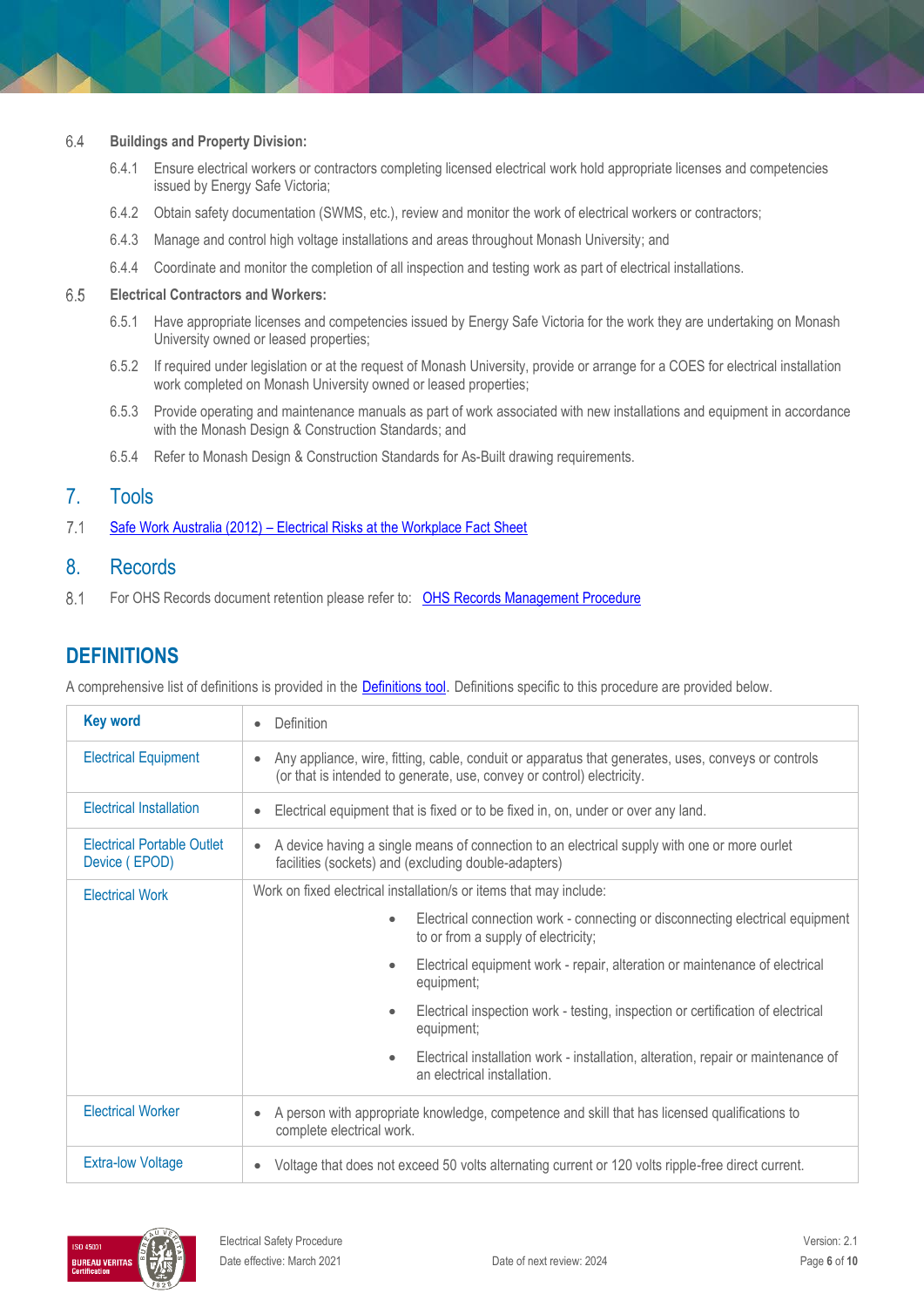6.4 **Buildings and Property Division:**

6.4.1 Ensure electrical workers or contractors completing licensed electrical work hold appropriate licenses and competencies issued by Energy Safe Victoria;

6.4.2 Obtain safety documentation (SWMS, etc.), review and monitor the work of electrical workers or contractors;

6.4.3 Manage and control high voltage installations and areas throughout Monash University; and

6.4.4 Coordinate and monitor the completion of all inspection and testing work as part of electrical installations.

6.5 **Electrical Contractors and Workers:**

6.5.1 Have appropriate licenses and competencies issued by Energy Safe Victoria for the work they are undertaking on Monash University owned or leased properties;

6.5.2 If required under legislation or at the request of Monash University, provide or arrange for a COES for electrical installation work completed on Monash University owned or leased properties;

6.5.3 Provide operating and maintenance manuals as part of work associated with new installations and equipment in accordance with the Monash Design & Construction Standards; and

6.5.4 Refer to Monash Design & Construction Standards for As-Built drawing requirements.

## 7. Tools

7.1 [Safe Work Australia (2012) – Electrical Risks at the Workplace Fact Sheet]

## 8. Records

8.1 For OHS Records document retention please refer to: [OHS Records Management Procedure]

## DEFINITIONS

A comprehensive list of definitions is provided in the [Definitions tool]. Definitions specific to this procedure are provided below.

| Key word | Definition |
|---|---|
| Electrical Equipment | Any appliance, wire, fitting, cable, conduit or apparatus that generates, uses, conveys or controls (or that is intended to generate, use, convey or control) electricity. |
| Electrical Installation | Electrical equipment that is fixed or to be fixed in, on, under or over any land. |
| Electrical Portable Outlet Device ( EPOD) | A device having a single means of connection to an electrical supply with one or more ourlet facilities (sockets) and (excluding double-adapters) |
| Electrical Work | Work on fixed electrical installation/s or items that may include:<br>• Electrical connection work - connecting or disconnecting electrical equipment to or from a supply of electricity;<br>• Electrical equipment work - repair, alteration or maintenance of electrical equipment;<br>• Electrical inspection work - testing, inspection or certification of electrical equipment;<br>• Electrical installation work - installation, alteration, repair or maintenance of an electrical installation. |
| Electrical Worker | A person with appropriate knowledge, competence and skill that has licensed qualifications to complete electrical work. |
| Extra-low Voltage | Voltage that does not exceed 50 volts alternating current or 120 volts ripple-free direct current. |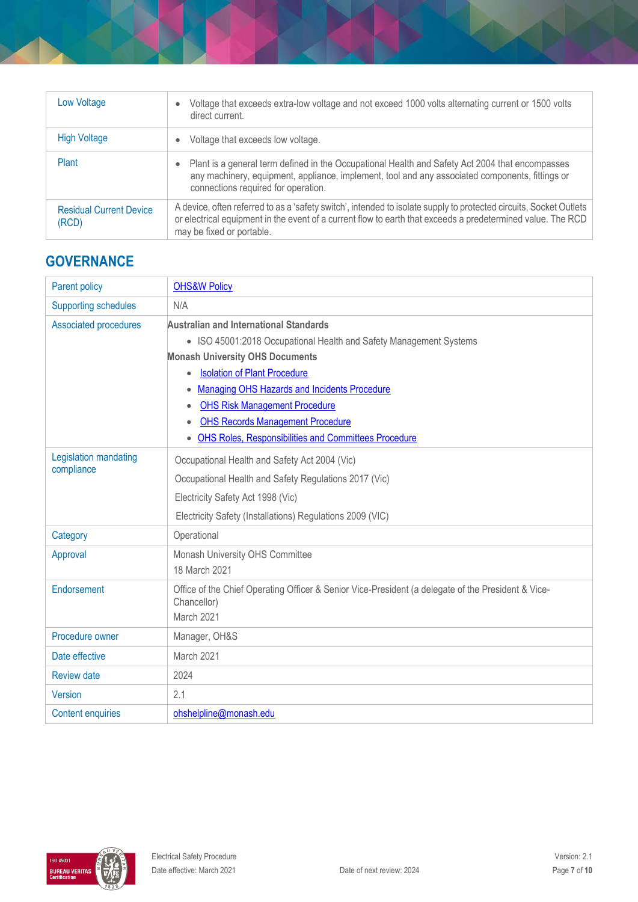| | |
|---|---|
| Low Voltage | • Voltage that exceeds extra-low voltage and not exceed 1000 volts alternating current or 1500 volts direct current. |
| High Voltage | • Voltage that exceeds low voltage. |
| Plant | • Plant is a general term defined in the Occupational Health and Safety Act 2004 that encompasses any machinery, equipment, appliance, implement, tool and any associated components, fittings or connections required for operation. |
| Residual Current Device (RCD) | A device, often referred to as a 'safety switch', intended to isolate supply to protected circuits, Socket Outlets or electrical equipment in the event of a current flow to earth that exceeds a predetermined value. The RCD may be fixed or portable. |

## GOVERNANCE

| | |
|---|---|
| Parent policy | OHS&W Policy |
| Supporting schedules | N/A |
| Associated procedures | **Australian and International Standards**<br>• ISO 45001:2018 Occupational Health and Safety Management Systems<br>**Monash University OHS Documents**<br>• Isolation of Plant Procedure<br>• Managing OHS Hazards and Incidents Procedure<br>• OHS Risk Management Procedure<br>• OHS Records Management Procedure<br>• OHS Roles, Responsibilities and Committees Procedure |
| Legislation mandating compliance | Occupational Health and Safety Act 2004 (Vic)<br>Occupational Health and Safety Regulations 2017 (Vic)<br>Electricity Safety Act 1998 (Vic)<br>Electricity Safety (Installations) Regulations 2009 (VIC) |
| Category | Operational |
| Approval | Monash University OHS Committee<br>18 March 2021 |
| Endorsement | Office of the Chief Operating Officer & Senior Vice-President (a delegate of the President & Vice-Chancellor)<br>March 2021 |
| Procedure owner | Manager, OH&S |
| Date effective | March 2021 |
| Review date | 2024 |
| Version | 2.1 |
| Content enquiries | ohshelpline@monash.edu |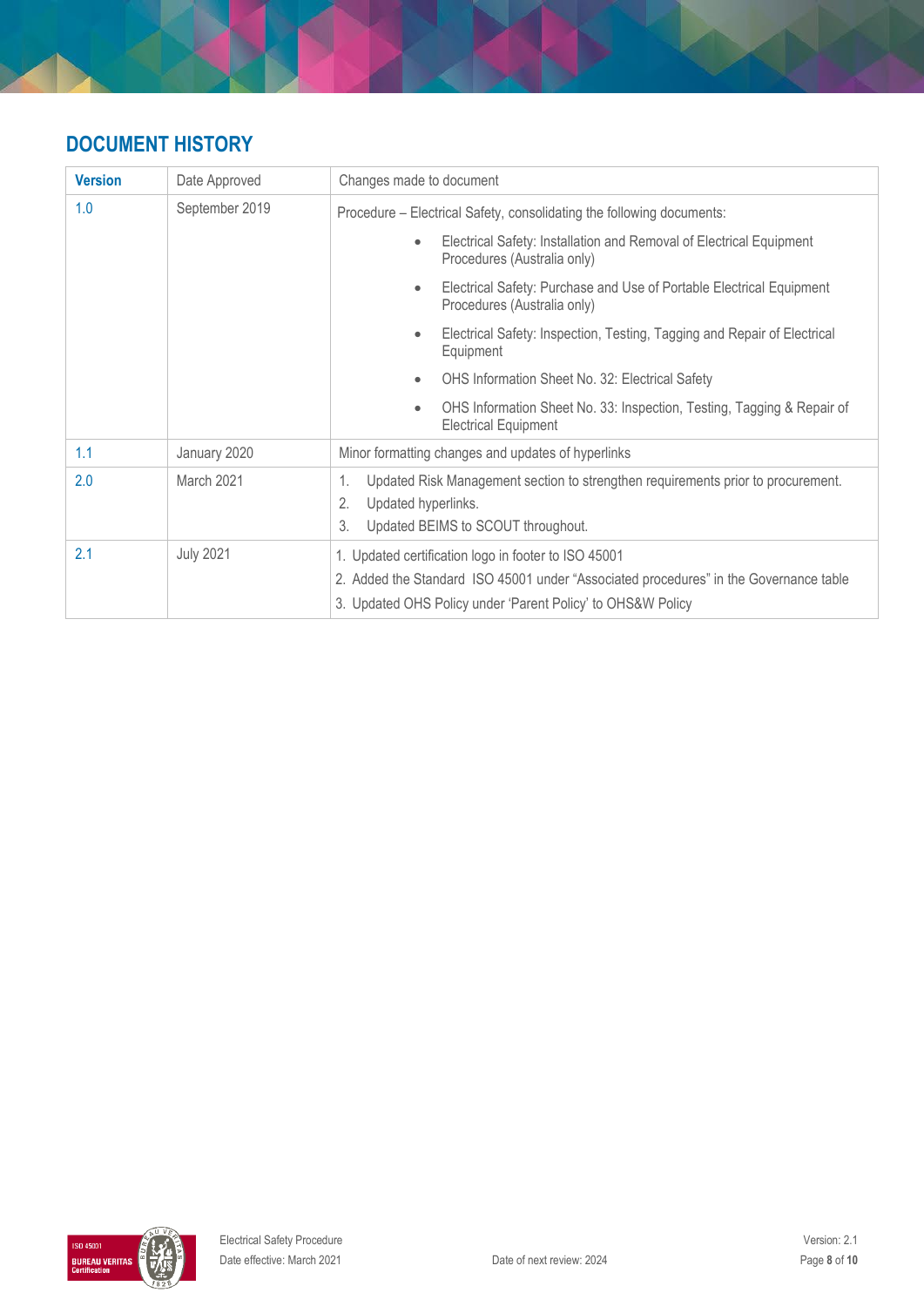## DOCUMENT HISTORY

| Version | Date Approved | Changes made to document |
|---|---|---|
| 1.0 | September 2019 | Procedure – Electrical Safety, consolidating the following documents:<br>• Electrical Safety: Installation and Removal of Electrical Equipment Procedures (Australia only)<br>• Electrical Safety: Purchase and Use of Portable Electrical Equipment Procedures (Australia only)<br>• Electrical Safety: Inspection, Testing, Tagging and Repair of Electrical Equipment<br>• OHS Information Sheet No. 32: Electrical Safety<br>• OHS Information Sheet No. 33: Inspection, Testing, Tagging & Repair of Electrical Equipment |
| 1.1 | January 2020 | Minor formatting changes and updates of hyperlinks |
| 2.0 | March 2021 | 1. Updated Risk Management section to strengthen requirements prior to procurement.<br>2. Updated hyperlinks.<br>3. Updated BEIMS to SCOUT throughout. |
| 2.1 | July 2021 | 1. Updated certification logo in footer to ISO 45001<br>2. Added the Standard ISO 45001 under "Associated procedures" in the Governance table<br>3. Updated OHS Policy under 'Parent Policy' to OHS&W Policy |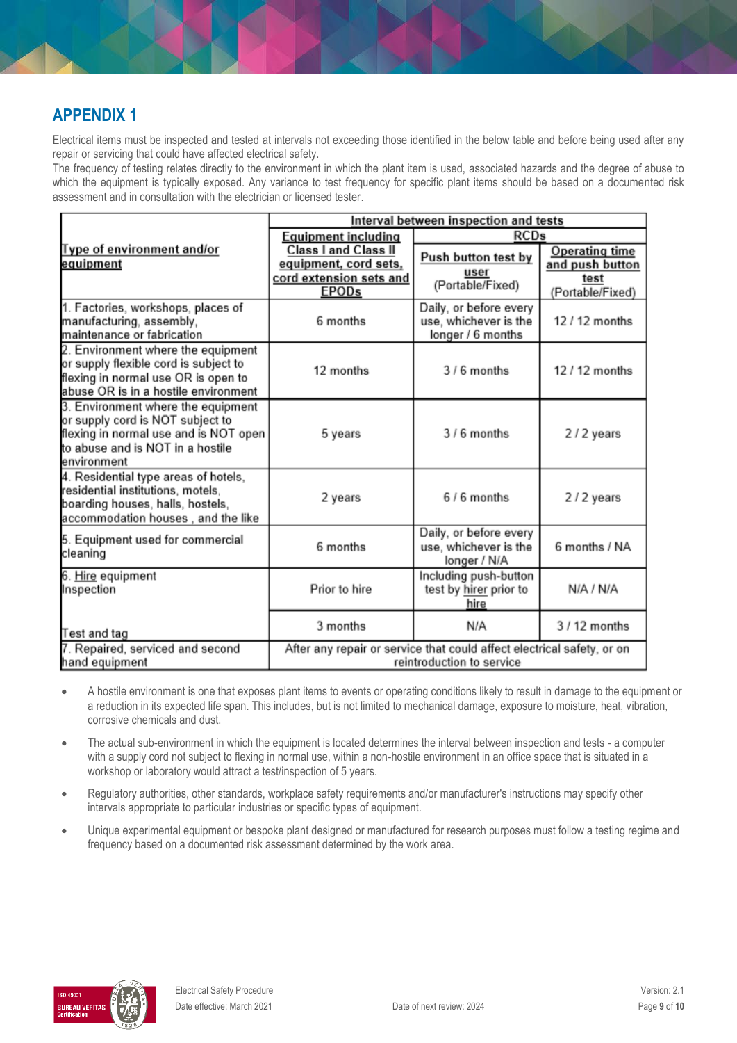# APPENDIX 1

Electrical items must be inspected and tested at intervals not exceeding those identified in the below table and before being used after any repair or servicing that could have affected electrical safety.
The frequency of testing relates directly to the environment in which the plant item is used, associated hazards and the degree of abuse to which the equipment is typically exposed. Any variance to test frequency for specific plant items should be based on a documented risk assessment and in consultation with the electrician or licensed tester.

| Type of environment and/or equipment | Interval between inspection and tests | | |
|---|---|---|---|
| | Equipment including Class I and Class II equipment, cord sets, cord extension sets and EPODs | RCDs | |
| | | Push button test by user (Portable/Fixed) | Operating time and push button test (Portable/Fixed) |
| 1. Factories, workshops, places of manufacturing, assembly, maintenance or fabrication | 6 months | Daily, or before every use, whichever is the longer / 6 months | 12 / 12 months |
| 2. Environment where the equipment or supply flexible cord is subject to flexing in normal use OR is open to abuse OR is in a hostile environment | 12 months | 3 / 6 months | 12 / 12 months |
| 3. Environment where the equipment or supply cord is NOT subject to flexing in normal use and is NOT open to abuse and is NOT in a hostile environment | 5 years | 3 / 6 months | 2 / 2 years |
| 4. Residential type areas of hotels, residential institutions, motels, boarding houses, halls, hostels, accommodation houses , and the like | 2 years | 6 / 6 months | 2 / 2 years |
| 5. Equipment used for commercial cleaning | 6 months | Daily, or before every use, whichever is the longer / N/A | 6 months / NA |
| 6. Hire equipment Inspection | Prior to hire | Including push-button test by hirer prior to hire | N/A / N/A |
| Test and tag | 3 months | N/A | 3 / 12 months |
| 7. Repaired, serviced and second hand equipment | After any repair or service that could affect electrical safety, or on reintroduction to service | | |

- A hostile environment is one that exposes plant items to events or operating conditions likely to result in damage to the equipment or a reduction in its expected life span. This includes, but is not limited to mechanical damage, exposure to moisture, heat, vibration, corrosive chemicals and dust.
- The actual sub-environment in which the equipment is located determines the interval between inspection and tests - a computer with a supply cord not subject to flexing in normal use, within a non-hostile environment in an office space that is situated in a workshop or laboratory would attract a test/inspection of 5 years.
- Regulatory authorities, other standards, workplace safety requirements and/or manufacturer's instructions may specify other intervals appropriate to particular industries or specific types of equipment.
- Unique experimental equipment or bespoke plant designed or manufactured for research purposes must follow a testing regime and frequency based on a documented risk assessment determined by the work area.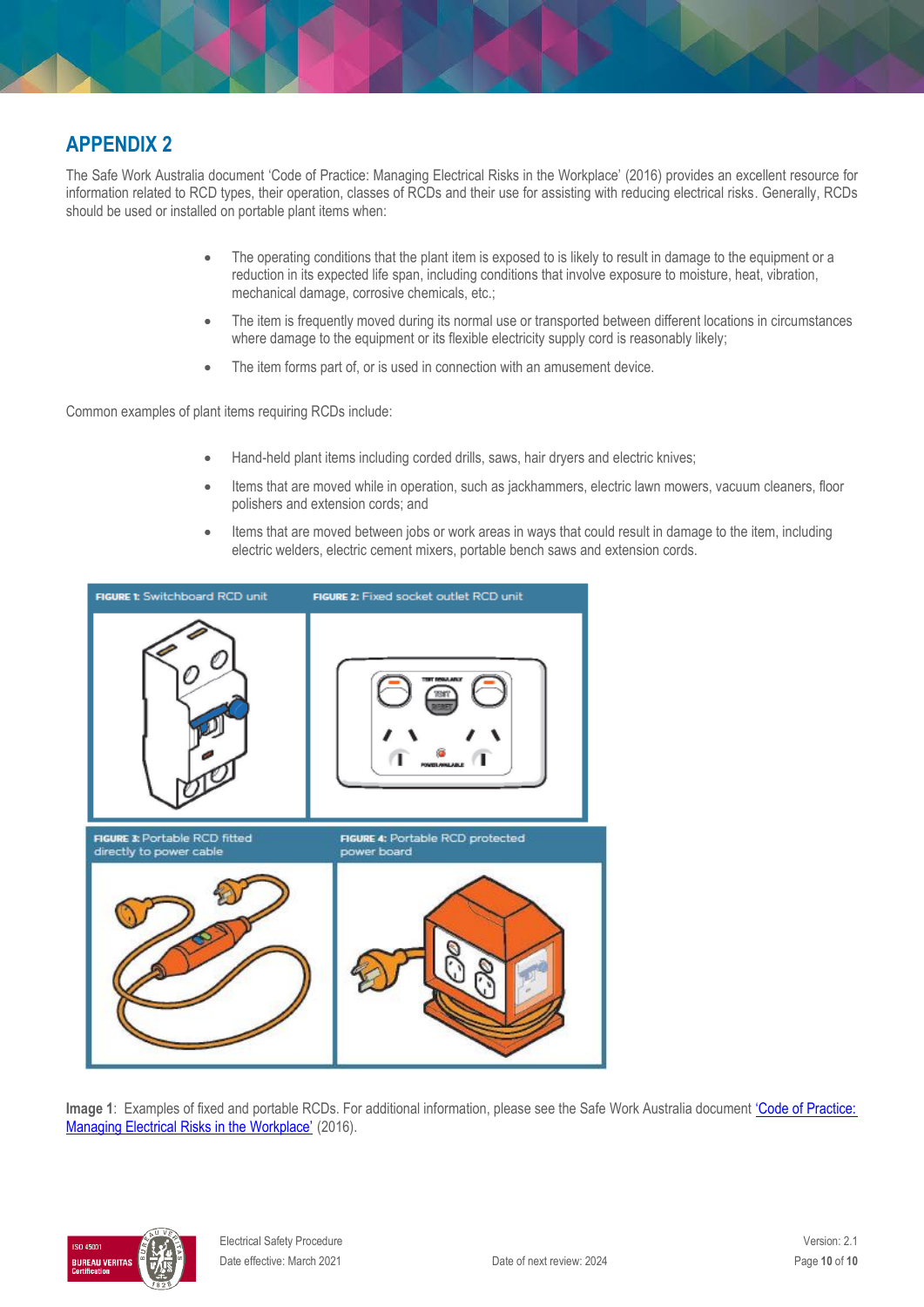## APPENDIX 2

The Safe Work Australia document 'Code of Practice: Managing Electrical Risks in the Workplace' (2016) provides an excellent resource for information related to RCD types, their operation, classes of RCDs and their use for assisting with reducing electrical risks. Generally, RCDs should be used or installed on portable plant items when:

- The operating conditions that the plant item is exposed to is likely to result in damage to the equipment or a reduction in its expected life span, including conditions that involve exposure to moisture, heat, vibration, mechanical damage, corrosive chemicals, etc.;
- The item is frequently moved during its normal use or transported between different locations in circumstances where damage to the equipment or its flexible electricity supply cord is reasonably likely;
- The item forms part of, or is used in connection with an amusement device.

Common examples of plant items requiring RCDs include:

- Hand-held plant items including corded drills, saws, hair dryers and electric knives;
- Items that are moved while in operation, such as jackhammers, electric lawn mowers, vacuum cleaners, floor polishers and extension cords; and
- Items that are moved between jobs or work areas in ways that could result in damage to the item, including electric welders, electric cement mixers, portable bench saws and extension cords.

**FIGURE 1:** Switchboard RCD unit

**FIGURE 2:** Fixed socket outlet RCD unit

**FIGURE 3:** Portable RCD fitted directly to power cable

**FIGURE 4:** Portable RCD protected power board

**Image 1**: Examples of fixed and portable RCDs. For additional information, please see the Safe Work Australia document 'Code of Practice: Managing Electrical Risks in the Workplace' (2016).